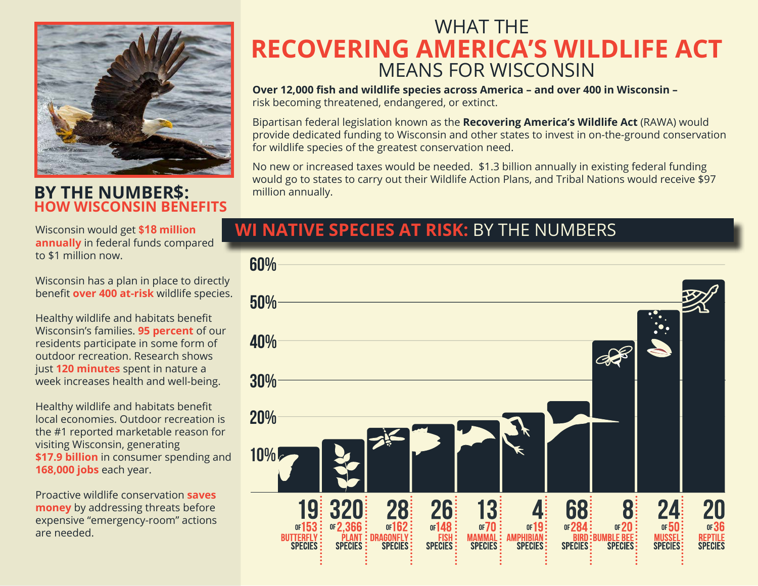# WHAT THE RECOVERING AMERICA'S WILDLIFE ACT MEANS FOR WISCONSIN

**Over 12,000 fish and wildlife species across America – and over 400 in Wisconsin –** risk becoming threatened, endangered, or extinct.

Bipartisan federal legislation known as the **Recovering America's Wildlife Act** (RAWA) would provide dedicated funding to Wisconsin and other states to invest in on-the-ground conservation for wildlife species of the greatest conservation need.

No new or increased taxes would be needed. $1.3 billion annually in existing federal funding would go to states to carry out their Wildlife Action Plans, and Tribal Nations would receive $97 million annually.

## BY THE NUMBER$: HOW WISCONSIN BENEFITS

Wisconsin would get **$18 million annually** in federal funds compared to $1 million now.

Wisconsin has a plan in place to directly benefit **over 400 at-risk** wildlife species.

Healthy wildlife and habitats benefit Wisconsin's families. **95 percent** of our residents participate in some form of outdoor recreation. Research shows just **120 minutes** spent in nature a week increases health and well-being.

Healthy wildlife and habitats benefit local economies. Outdoor recreation is the #1 reported marketable reason for visiting Wisconsin, generating **$17.9 billion** in consumer spending and **168,000 jobs** each year.

Proactive wildlife conservation **saves money** by addressing threats before expensive "emergency-room" actions are needed.

## WI NATIVE SPECIES AT RISK: BY THE NUMBERS

| At risk | Total | Species group |
|---|---|---|
| 19 | of 153 | Butterfly species |
| 320 | of 2,366 | Plant species |
| 28 | of 162 | Dragonfly species |
| 26 | of 148 | Fish species |
| 13 | of 70 | Mammal species |
| 4 | of 19 | Amphibian species |
| 68 | of 284 | Bird species |
| 8 | of 20 | Bumble bee species |
| 24 | of 50 | Mussel species |
| 20 | of 36 | Reptile species |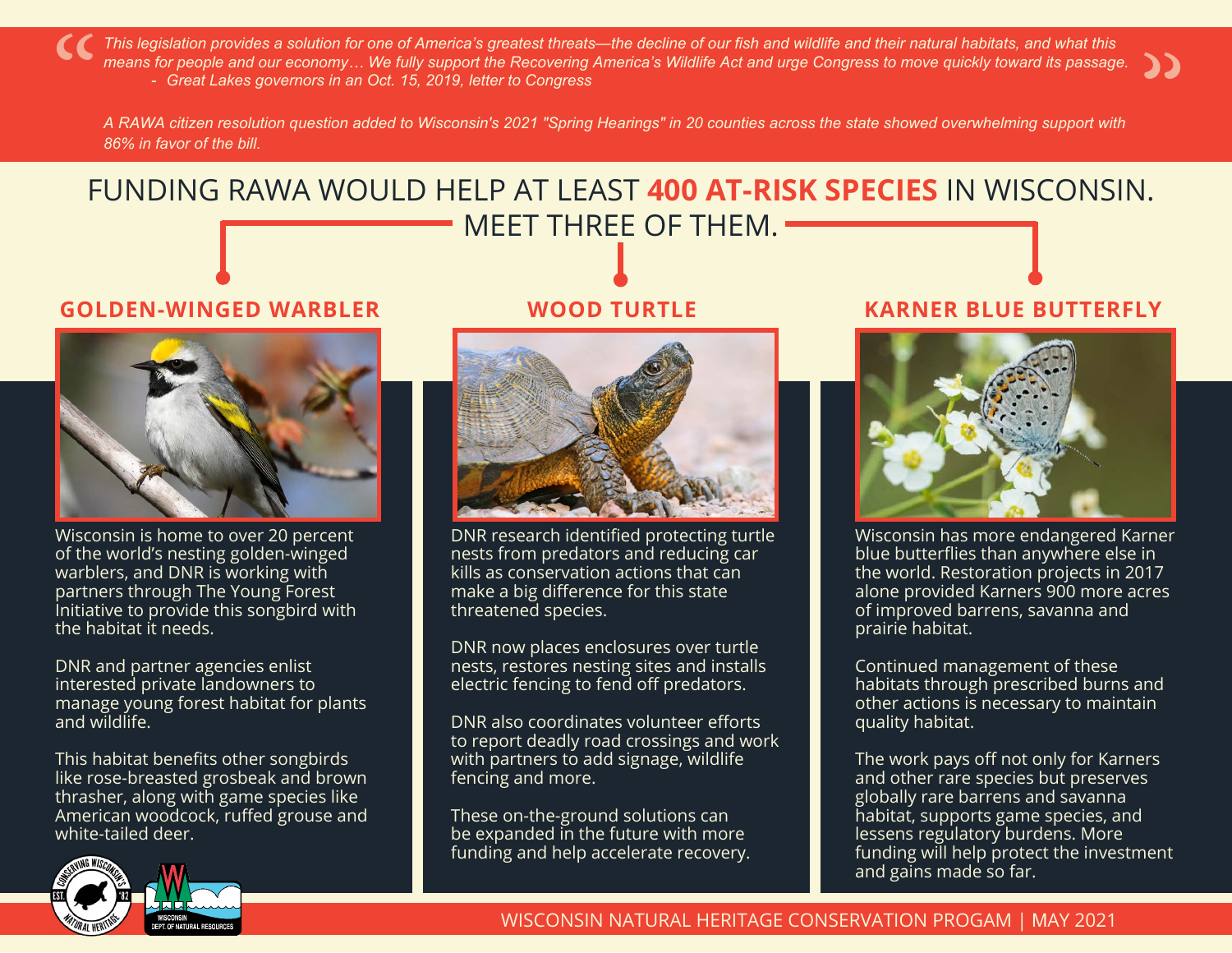> *This legislation provides a solution for one of America's greatest threats—the decline of our fish and wildlife and their natural habitats, and what this means for people and our economy… We fully support the Recovering America's Wildlife Act and urge Congress to move quickly toward its passage.*
> *- Great Lakes governors in an Oct. 15, 2019, letter to Congress*

*A RAWA citizen resolution question added to Wisconsin's 2021 "Spring Hearings" in 20 counties across the state showed overwhelming support with 86% in favor of the bill.*

# FUNDING RAWA WOULD HELP AT LEAST **400 AT-RISK SPECIES** IN WISCONSIN. MEET THREE OF THEM.

## GOLDEN-WINGED WARBLER

Wisconsin is home to over 20 percent of the world's nesting golden-winged warblers, and DNR is working with partners through The Young Forest Initiative to provide this songbird with the habitat it needs.

DNR and partner agencies enlist interested private landowners to manage young forest habitat for plants and wildlife.

This habitat benefits other songbirds like rose-breasted grosbeak and brown thrasher, along with game species like American woodcock, ruffed grouse and white-tailed deer.

## WOOD TURTLE

DNR research identified protecting turtle nests from predators and reducing car kills as conservation actions that can make a big difference for this state threatened species.

DNR now places enclosures over turtle nests, restores nesting sites and installs electric fencing to fend off predators.

DNR also coordinates volunteer efforts to report deadly road crossings and work with partners to add signage, wildlife fencing and more.

These on-the-ground solutions can be expanded in the future with more funding and help accelerate recovery.

## KARNER BLUE BUTTERFLY

Wisconsin has more endangered Karner blue butterflies than anywhere else in the world. Restoration projects in 2017 alone provided Karners 900 more acres of improved barrens, savanna and prairie habitat.

Continued management of these habitats through prescribed burns and other actions is necessary to maintain quality habitat.

The work pays off not only for Karners and other rare species but preserves globally rare barrens and savanna habitat, supports game species, and lessens regulatory burdens. More funding will help protect the investment and gains made so far.

WISCONSIN NATURAL HERITAGE CONSERVATION PROGAM | MAY 2021